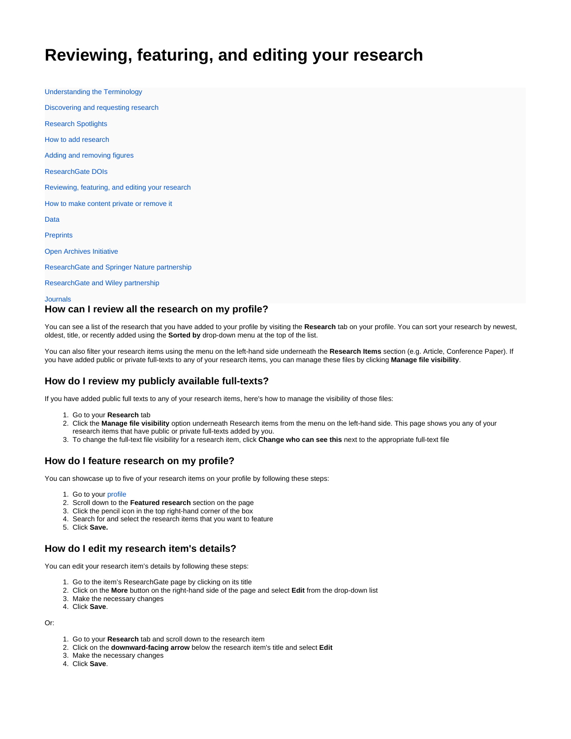# Reviewing, featuring, and editing your research

- Understanding the Terminology
- Discovering and requesting research
- Research Spotlights
- How to add research
- Adding and removing figures
- ResearchGate DOIs
- Reviewing, featuring, and editing your research
- How to make content private or remove it
- Data
- Preprints
- Open Archives Initiative
- ResearchGate and Springer Nature partnership
- ResearchGate and Wiley partnership
- Journals

### How can I review all the research on my profile?

You can see a list of the research that you have added to your profile by visiting the **Research** tab on your profile. You can sort your research by newest, oldest, title, or recently added using the **Sorted by** drop-down menu at the top of the list.

You can also filter your research items using the menu on the left-hand side underneath the **Research Items** section (e.g. Article, Conference Paper). If you have added public or private full-texts to any of your research items, you can manage these files by clicking **Manage file visibility**.

### How do I review my publicly available full-texts?

If you have added public full texts to any of your research items, here's how to manage the visibility of those files:

1. Go to your **Research** tab
2. Click the **Manage file visibility** option underneath Research items from the menu on the left-hand side. This page shows you any of your research items that have public or private full-texts added by you.
3. To change the full-text file visibility for a research item, click **Change who can see this** next to the appropriate full-text file

### How do I feature research on my profile?

You can showcase up to five of your research items on your profile by following these steps:

1. Go to your profile
2. Scroll down to the **Featured research** section on the page
3. Click the pencil icon in the top right-hand corner of the box
4. Search for and select the research items that you want to feature
5. Click **Save.**

### How do I edit my research item's details?

You can edit your research item's details by following these steps:

1. Go to the item's ResearchGate page by clicking on its title
2. Click on the **More** button on the right-hand side of the page and select **Edit** from the drop-down list
3. Make the necessary changes
4. Click **Save**.

Or:

1. Go to your **Research** tab and scroll down to the research item
2. Click on the **downward-facing arrow** below the research item's title and select **Edit**
3. Make the necessary changes
4. Click **Save**.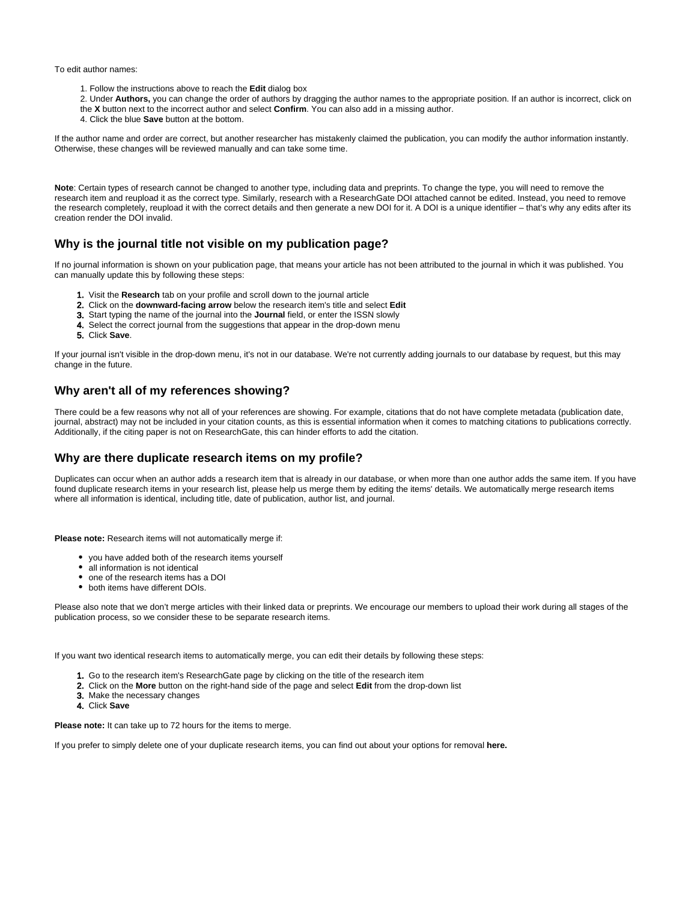To edit author names:

1. Follow the instructions above to reach the **Edit** dialog box
2. Under **Authors,** you can change the order of authors by dragging the author names to the appropriate position. If an author is incorrect, click on the **X** button next to the incorrect author and select **Confirm**. You can also add in a missing author.
4. Click the blue **Save** button at the bottom.

If the author name and order are correct, but another researcher has mistakenly claimed the publication, you can modify the author information instantly. Otherwise, these changes will be reviewed manually and can take some time.

**Note**: Certain types of research cannot be changed to another type, including data and preprints. To change the type, you will need to remove the research item and reupload it as the correct type. Similarly, research with a ResearchGate DOI attached cannot be edited. Instead, you need to remove the research completely, reupload it with the correct details and then generate a new DOI for it. A DOI is a unique identifier – that's why any edits after its creation render the DOI invalid.

## Why is the journal title not visible on my publication page?

If no journal information is shown on your publication page, that means your article has not been attributed to the journal in which it was published. You can manually update this by following these steps:

1. Visit the **Research** tab on your profile and scroll down to the journal article
2. Click on the **downward-facing arrow** below the research item's title and select **Edit**
3. Start typing the name of the journal into the **Journal** field, or enter the ISSN slowly
4. Select the correct journal from the suggestions that appear in the drop-down menu
5. Click **Save**.

If your journal isn't visible in the drop-down menu, it's not in our database. We're not currently adding journals to our database by request, but this may change in the future.

## Why aren't all of my references showing?

There could be a few reasons why not all of your references are showing. For example, citations that do not have complete metadata (publication date, journal, abstract) may not be included in your citation counts, as this is essential information when it comes to matching citations to publications correctly. Additionally, if the citing paper is not on ResearchGate, this can hinder efforts to add the citation.

## Why are there duplicate research items on my profile?

Duplicates can occur when an author adds a research item that is already in our database, or when more than one author adds the same item. If you have found duplicate research items in your research list, please help us merge them by editing the items' details. We automatically merge research items where all information is identical, including title, date of publication, author list, and journal.

**Please note:** Research items will not automatically merge if:

- you have added both of the research items yourself
- all information is not identical
- one of the research items has a DOI
- both items have different DOIs.

Please also note that we don't merge articles with their linked data or preprints. We encourage our members to upload their work during all stages of the publication process, so we consider these to be separate research items.

If you want two identical research items to automatically merge, you can edit their details by following these steps:

1. Go to the research item's ResearchGate page by clicking on the title of the research item
2. Click on the **More** button on the right-hand side of the page and select **Edit** from the drop-down list
3. Make the necessary changes
4. Click **Save**

**Please note:** It can take up to 72 hours for the items to merge.

If you prefer to simply delete one of your duplicate research items, you can find out about your options for removal **here.**